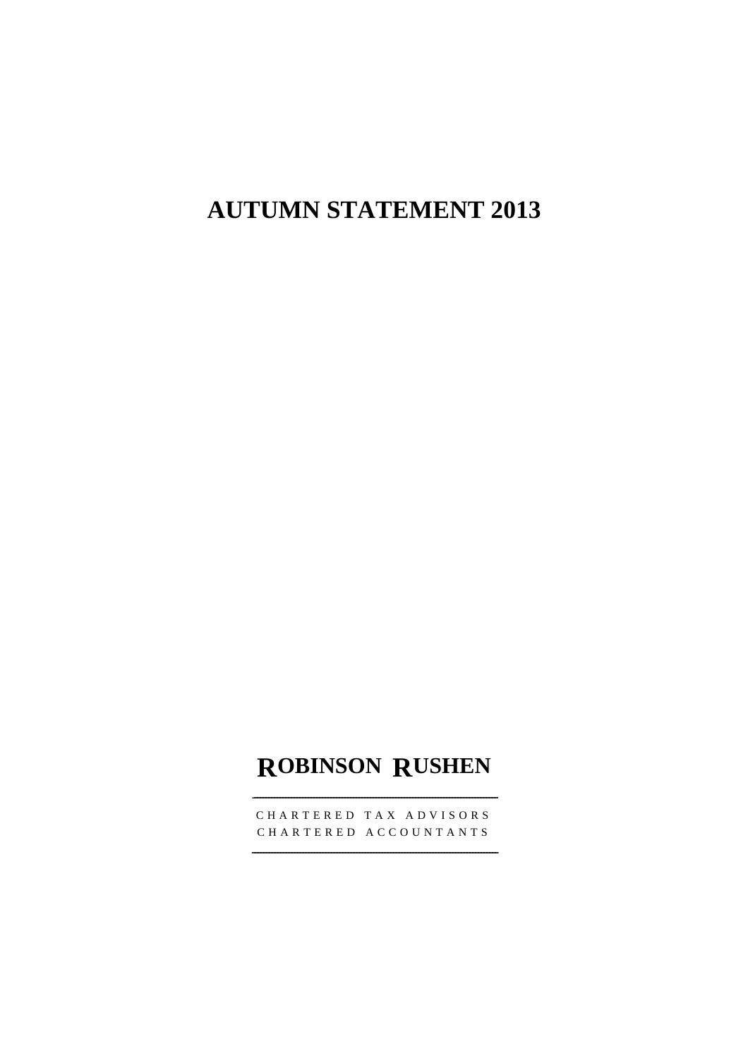# AUTUMN STATEMENT 2013

**ROBINSON RUSHEN**

CHARTERED TAX ADVISORS
CHARTERED ACCOUNTANTS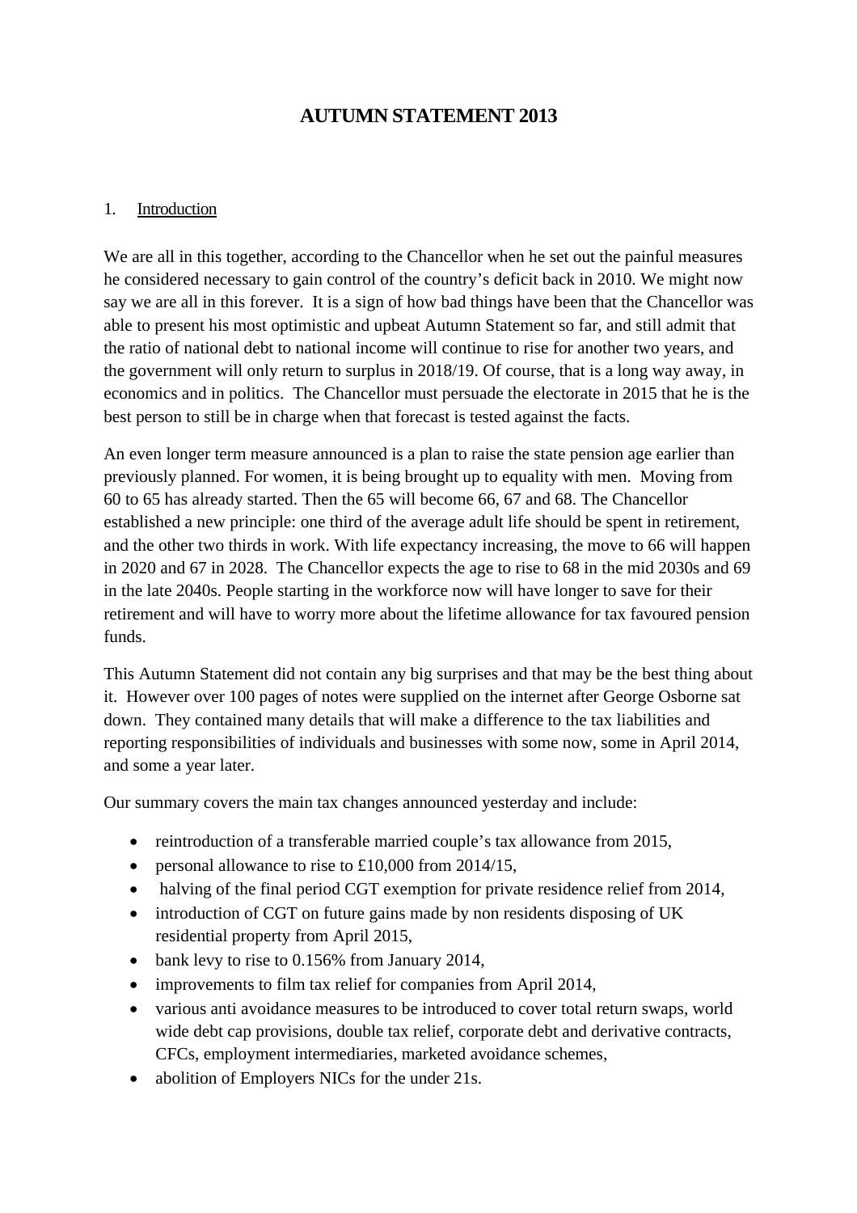# AUTUMN STATEMENT 2013

1. Introduction

We are all in this together, according to the Chancellor when he set out the painful measures he considered necessary to gain control of the country's deficit back in 2010. We might now say we are all in this forever. It is a sign of how bad things have been that the Chancellor was able to present his most optimistic and upbeat Autumn Statement so far, and still admit that the ratio of national debt to national income will continue to rise for another two years, and the government will only return to surplus in 2018/19. Of course, that is a long way away, in economics and in politics. The Chancellor must persuade the electorate in 2015 that he is the best person to still be in charge when that forecast is tested against the facts.

An even longer term measure announced is a plan to raise the state pension age earlier than previously planned. For women, it is being brought up to equality with men. Moving from 60 to 65 has already started. Then the 65 will become 66, 67 and 68. The Chancellor established a new principle: one third of the average adult life should be spent in retirement, and the other two thirds in work. With life expectancy increasing, the move to 66 will happen in 2020 and 67 in 2028. The Chancellor expects the age to rise to 68 in the mid 2030s and 69 in the late 2040s. People starting in the workforce now will have longer to save for their retirement and will have to worry more about the lifetime allowance for tax favoured pension funds.

This Autumn Statement did not contain any big surprises and that may be the best thing about it. However over 100 pages of notes were supplied on the internet after George Osborne sat down. They contained many details that will make a difference to the tax liabilities and reporting responsibilities of individuals and businesses with some now, some in April 2014, and some a year later.

Our summary covers the main tax changes announced yesterday and include:

- reintroduction of a transferable married couple's tax allowance from 2015,
- personal allowance to rise to £10,000 from 2014/15,
- halving of the final period CGT exemption for private residence relief from 2014,
- introduction of CGT on future gains made by non residents disposing of UK residential property from April 2015,
- bank levy to rise to 0.156% from January 2014,
- improvements to film tax relief for companies from April 2014,
- various anti avoidance measures to be introduced to cover total return swaps, world wide debt cap provisions, double tax relief, corporate debt and derivative contracts, CFCs, employment intermediaries, marketed avoidance schemes,
- abolition of Employers NICs for the under 21s.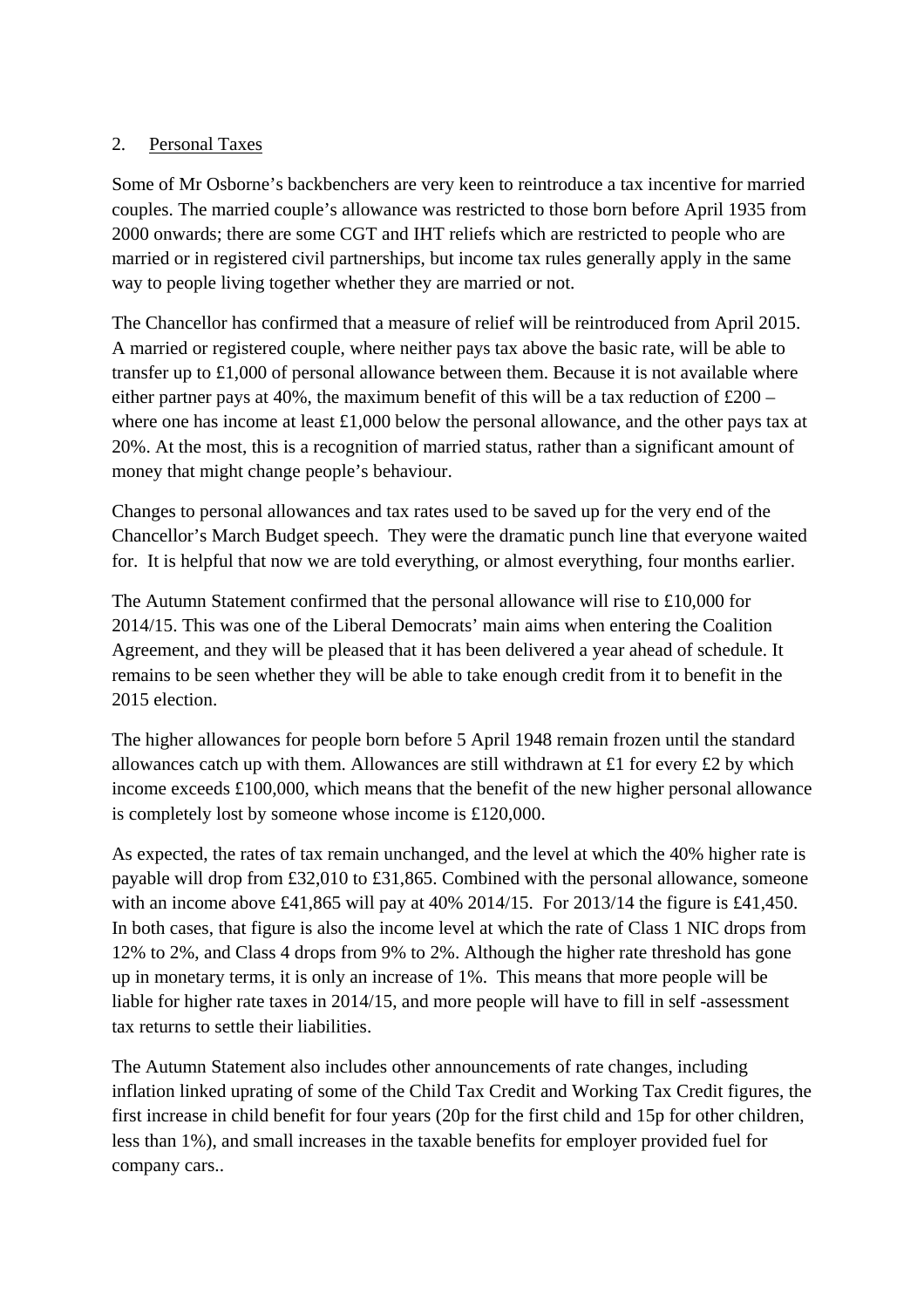## 2. Personal Taxes

Some of Mr Osborne's backbenchers are very keen to reintroduce a tax incentive for married couples. The married couple's allowance was restricted to those born before April 1935 from 2000 onwards; there are some CGT and IHT reliefs which are restricted to people who are married or in registered civil partnerships, but income tax rules generally apply in the same way to people living together whether they are married or not.

The Chancellor has confirmed that a measure of relief will be reintroduced from April 2015. A married or registered couple, where neither pays tax above the basic rate, will be able to transfer up to £1,000 of personal allowance between them. Because it is not available where either partner pays at 40%, the maximum benefit of this will be a tax reduction of £200 – where one has income at least £1,000 below the personal allowance, and the other pays tax at 20%. At the most, this is a recognition of married status, rather than a significant amount of money that might change people's behaviour.

Changes to personal allowances and tax rates used to be saved up for the very end of the Chancellor's March Budget speech. They were the dramatic punch line that everyone waited for. It is helpful that now we are told everything, or almost everything, four months earlier.

The Autumn Statement confirmed that the personal allowance will rise to £10,000 for 2014/15. This was one of the Liberal Democrats' main aims when entering the Coalition Agreement, and they will be pleased that it has been delivered a year ahead of schedule. It remains to be seen whether they will be able to take enough credit from it to benefit in the 2015 election.

The higher allowances for people born before 5 April 1948 remain frozen until the standard allowances catch up with them. Allowances are still withdrawn at £1 for every £2 by which income exceeds £100,000, which means that the benefit of the new higher personal allowance is completely lost by someone whose income is £120,000.

As expected, the rates of tax remain unchanged, and the level at which the 40% higher rate is payable will drop from £32,010 to £31,865. Combined with the personal allowance, someone with an income above £41,865 will pay at 40% 2014/15. For 2013/14 the figure is £41,450. In both cases, that figure is also the income level at which the rate of Class 1 NIC drops from 12% to 2%, and Class 4 drops from 9% to 2%. Although the higher rate threshold has gone up in monetary terms, it is only an increase of 1%. This means that more people will be liable for higher rate taxes in 2014/15, and more people will have to fill in self -assessment tax returns to settle their liabilities.

The Autumn Statement also includes other announcements of rate changes, including inflation linked uprating of some of the Child Tax Credit and Working Tax Credit figures, the first increase in child benefit for four years (20p for the first child and 15p for other children, less than 1%), and small increases in the taxable benefits for employer provided fuel for company cars..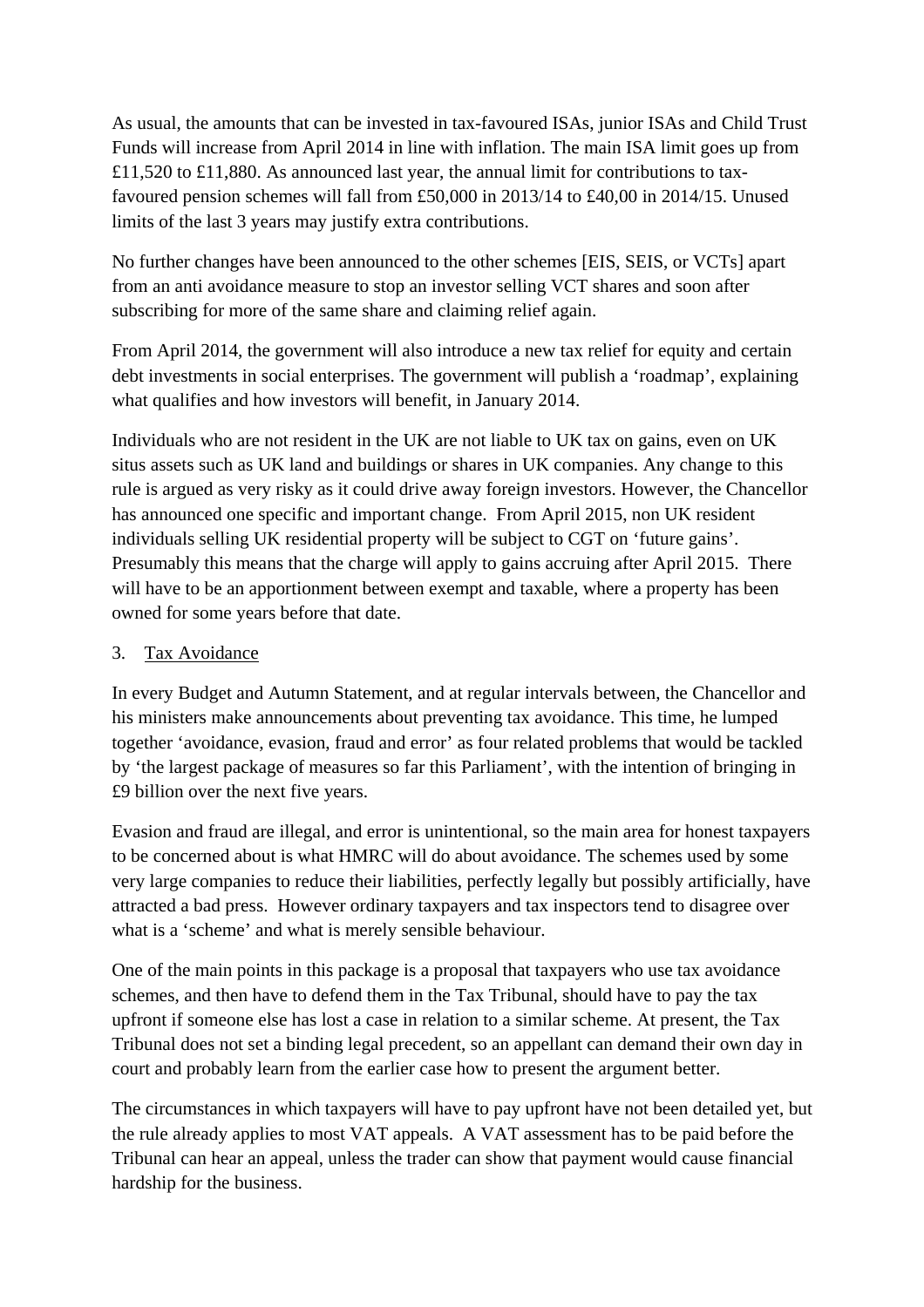As usual, the amounts that can be invested in tax-favoured ISAs, junior ISAs and Child Trust Funds will increase from April 2014 in line with inflation. The main ISA limit goes up from £11,520 to £11,880. As announced last year, the annual limit for contributions to tax-favoured pension schemes will fall from £50,000 in 2013/14 to £40,00 in 2014/15. Unused limits of the last 3 years may justify extra contributions.

No further changes have been announced to the other schemes [EIS, SEIS, or VCTs] apart from an anti avoidance measure to stop an investor selling VCT shares and soon after subscribing for more of the same share and claiming relief again.

From April 2014, the government will also introduce a new tax relief for equity and certain debt investments in social enterprises. The government will publish a 'roadmap', explaining what qualifies and how investors will benefit, in January 2014.

Individuals who are not resident in the UK are not liable to UK tax on gains, even on UK situs assets such as UK land and buildings or shares in UK companies. Any change to this rule is argued as very risky as it could drive away foreign investors. However, the Chancellor has announced one specific and important change. From April 2015, non UK resident individuals selling UK residential property will be subject to CGT on 'future gains'. Presumably this means that the charge will apply to gains accruing after April 2015. There will have to be an apportionment between exempt and taxable, where a property has been owned for some years before that date.

3. Tax Avoidance

In every Budget and Autumn Statement, and at regular intervals between, the Chancellor and his ministers make announcements about preventing tax avoidance. This time, he lumped together 'avoidance, evasion, fraud and error' as four related problems that would be tackled by 'the largest package of measures so far this Parliament', with the intention of bringing in £9 billion over the next five years.

Evasion and fraud are illegal, and error is unintentional, so the main area for honest taxpayers to be concerned about is what HMRC will do about avoidance. The schemes used by some very large companies to reduce their liabilities, perfectly legally but possibly artificially, have attracted a bad press. However ordinary taxpayers and tax inspectors tend to disagree over what is a 'scheme' and what is merely sensible behaviour.

One of the main points in this package is a proposal that taxpayers who use tax avoidance schemes, and then have to defend them in the Tax Tribunal, should have to pay the tax upfront if someone else has lost a case in relation to a similar scheme. At present, the Tax Tribunal does not set a binding legal precedent, so an appellant can demand their own day in court and probably learn from the earlier case how to present the argument better.

The circumstances in which taxpayers will have to pay upfront have not been detailed yet, but the rule already applies to most VAT appeals. A VAT assessment has to be paid before the Tribunal can hear an appeal, unless the trader can show that payment would cause financial hardship for the business.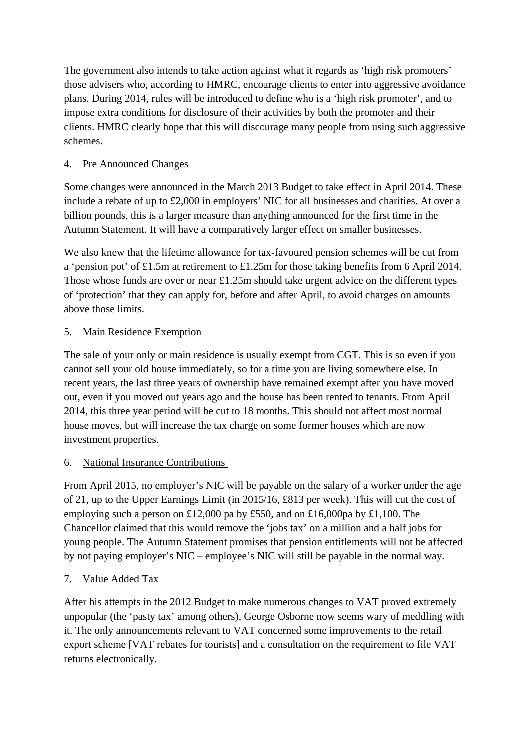The government also intends to take action against what it regards as 'high risk promoters' those advisers who, according to HMRC, encourage clients to enter into aggressive avoidance plans. During 2014, rules will be introduced to define who is a 'high risk promoter', and to impose extra conditions for disclosure of their activities by both the promoter and their clients. HMRC clearly hope that this will discourage many people from using such aggressive schemes.

4. <u>Pre Announced Changes</u>

Some changes were announced in the March 2013 Budget to take effect in April 2014. These include a rebate of up to £2,000 in employers' NIC for all businesses and charities. At over a billion pounds, this is a larger measure than anything announced for the first time in the Autumn Statement. It will have a comparatively larger effect on smaller businesses.

We also knew that the lifetime allowance for tax-favoured pension schemes will be cut from a 'pension pot' of £1.5m at retirement to £1.25m for those taking benefits from 6 April 2014. Those whose funds are over or near £1.25m should take urgent advice on the different types of 'protection' that they can apply for, before and after April, to avoid charges on amounts above those limits.

5. <u>Main Residence Exemption</u>

The sale of your only or main residence is usually exempt from CGT. This is so even if you cannot sell your old house immediately, so for a time you are living somewhere else. In recent years, the last three years of ownership have remained exempt after you have moved out, even if you moved out years ago and the house has been rented to tenants. From April 2014, this three year period will be cut to 18 months. This should not affect most normal house moves, but will increase the tax charge on some former houses which are now investment properties.

6. <u>National Insurance Contributions</u>

From April 2015, no employer's NIC will be payable on the salary of a worker under the age of 21, up to the Upper Earnings Limit (in 2015/16, £813 per week). This will cut the cost of employing such a person on £12,000 pa by £550, and on £16,000pa by £1,100. The Chancellor claimed that this would remove the 'jobs tax' on a million and a half jobs for young people. The Autumn Statement promises that pension entitlements will not be affected by not paying employer's NIC – employee's NIC will still be payable in the normal way.

7. <u>Value Added Tax</u>

After his attempts in the 2012 Budget to make numerous changes to VAT proved extremely unpopular (the 'pasty tax' among others), George Osborne now seems wary of meddling with it. The only announcements relevant to VAT concerned some improvements to the retail export scheme [VAT rebates for tourists] and a consultation on the requirement to file VAT returns electronically.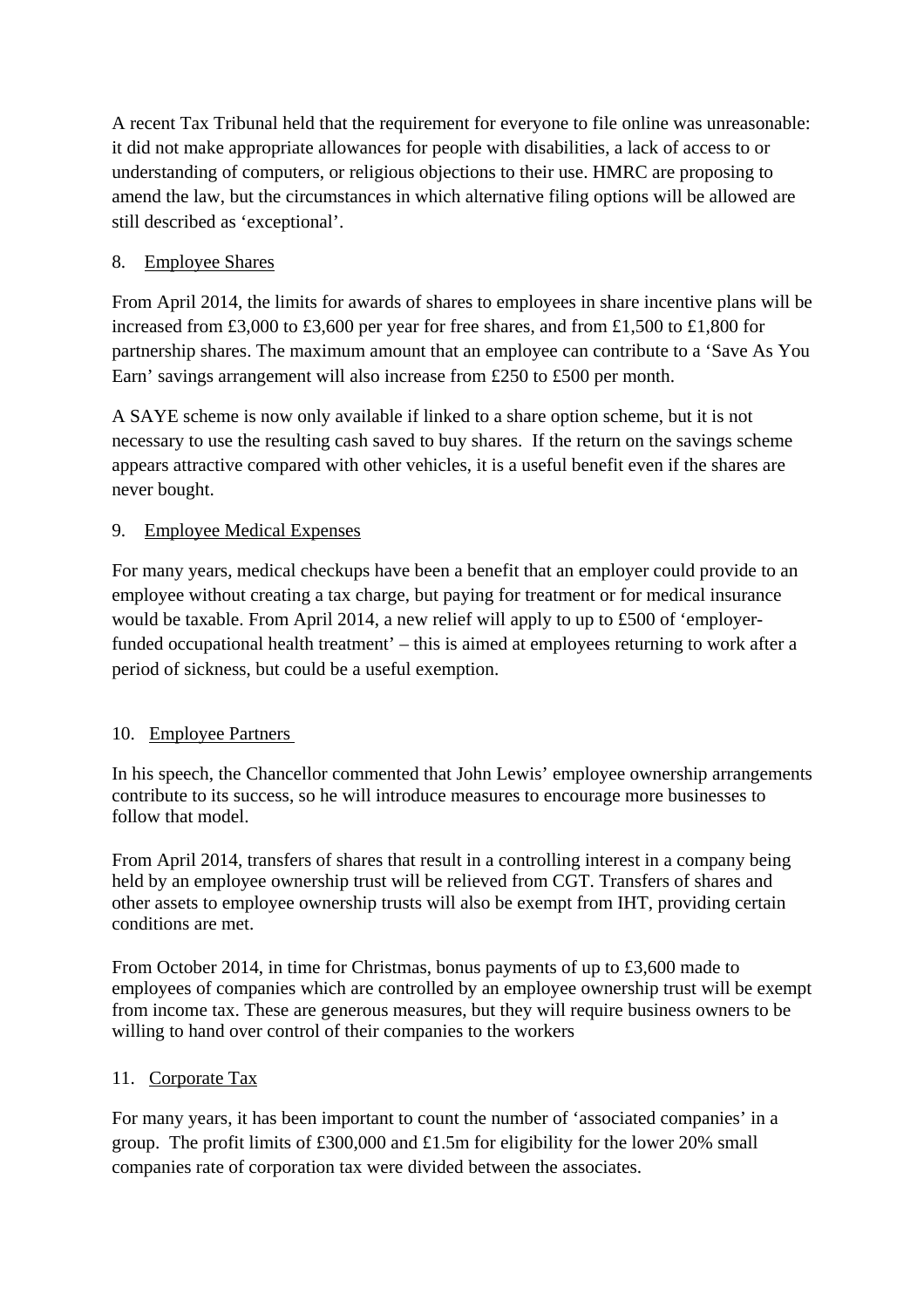A recent Tax Tribunal held that the requirement for everyone to file online was unreasonable: it did not make appropriate allowances for people with disabilities, a lack of access to or understanding of computers, or religious objections to their use. HMRC are proposing to amend the law, but the circumstances in which alternative filing options will be allowed are still described as 'exceptional'.

8. Employee Shares

From April 2014, the limits for awards of shares to employees in share incentive plans will be increased from £3,000 to £3,600 per year for free shares, and from £1,500 to £1,800 for partnership shares. The maximum amount that an employee can contribute to a 'Save As You Earn' savings arrangement will also increase from £250 to £500 per month.

A SAYE scheme is now only available if linked to a share option scheme, but it is not necessary to use the resulting cash saved to buy shares. If the return on the savings scheme appears attractive compared with other vehicles, it is a useful benefit even if the shares are never bought.

9. Employee Medical Expenses

For many years, medical checkups have been a benefit that an employer could provide to an employee without creating a tax charge, but paying for treatment or for medical insurance would be taxable. From April 2014, a new relief will apply to up to £500 of 'employer-funded occupational health treatment' – this is aimed at employees returning to work after a period of sickness, but could be a useful exemption.

10. Employee Partners

In his speech, the Chancellor commented that John Lewis' employee ownership arrangements contribute to its success, so he will introduce measures to encourage more businesses to follow that model.

From April 2014, transfers of shares that result in a controlling interest in a company being held by an employee ownership trust will be relieved from CGT. Transfers of shares and other assets to employee ownership trusts will also be exempt from IHT, providing certain conditions are met.

From October 2014, in time for Christmas, bonus payments of up to £3,600 made to employees of companies which are controlled by an employee ownership trust will be exempt from income tax. These are generous measures, but they will require business owners to be willing to hand over control of their companies to the workers

11. Corporate Tax

For many years, it has been important to count the number of 'associated companies' in a group. The profit limits of £300,000 and £1.5m for eligibility for the lower 20% small companies rate of corporation tax were divided between the associates.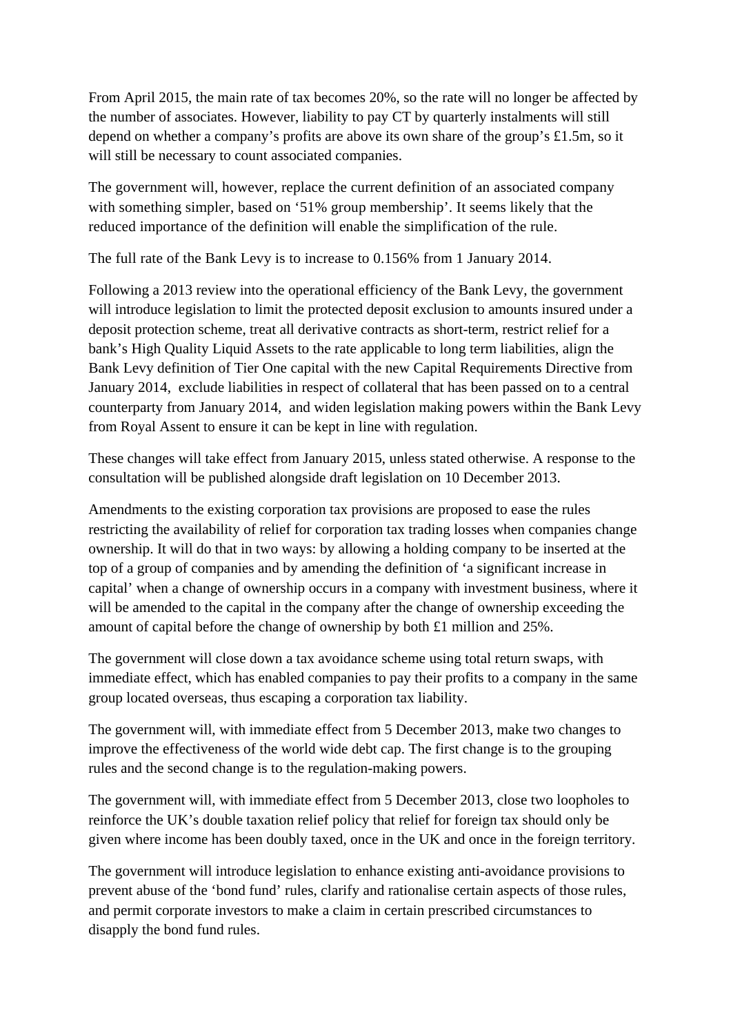From April 2015, the main rate of tax becomes 20%, so the rate will no longer be affected by the number of associates. However, liability to pay CT by quarterly instalments will still depend on whether a company's profits are above its own share of the group's £1.5m, so it will still be necessary to count associated companies.

The government will, however, replace the current definition of an associated company with something simpler, based on '51% group membership'. It seems likely that the reduced importance of the definition will enable the simplification of the rule.

The full rate of the Bank Levy is to increase to 0.156% from 1 January 2014.

Following a 2013 review into the operational efficiency of the Bank Levy, the government will introduce legislation to limit the protected deposit exclusion to amounts insured under a deposit protection scheme, treat all derivative contracts as short-term, restrict relief for a bank's High Quality Liquid Assets to the rate applicable to long term liabilities, align the Bank Levy definition of Tier One capital with the new Capital Requirements Directive from January 2014, exclude liabilities in respect of collateral that has been passed on to a central counterparty from January 2014, and widen legislation making powers within the Bank Levy from Royal Assent to ensure it can be kept in line with regulation.

These changes will take effect from January 2015, unless stated otherwise. A response to the consultation will be published alongside draft legislation on 10 December 2013.

Amendments to the existing corporation tax provisions are proposed to ease the rules restricting the availability of relief for corporation tax trading losses when companies change ownership. It will do that in two ways: by allowing a holding company to be inserted at the top of a group of companies and by amending the definition of 'a significant increase in capital' when a change of ownership occurs in a company with investment business, where it will be amended to the capital in the company after the change of ownership exceeding the amount of capital before the change of ownership by both £1 million and 25%.

The government will close down a tax avoidance scheme using total return swaps, with immediate effect, which has enabled companies to pay their profits to a company in the same group located overseas, thus escaping a corporation tax liability.

The government will, with immediate effect from 5 December 2013, make two changes to improve the effectiveness of the world wide debt cap. The first change is to the grouping rules and the second change is to the regulation-making powers.

The government will, with immediate effect from 5 December 2013, close two loopholes to reinforce the UK's double taxation relief policy that relief for foreign tax should only be given where income has been doubly taxed, once in the UK and once in the foreign territory.

The government will introduce legislation to enhance existing anti-avoidance provisions to prevent abuse of the 'bond fund' rules, clarify and rationalise certain aspects of those rules, and permit corporate investors to make a claim in certain prescribed circumstances to disapply the bond fund rules.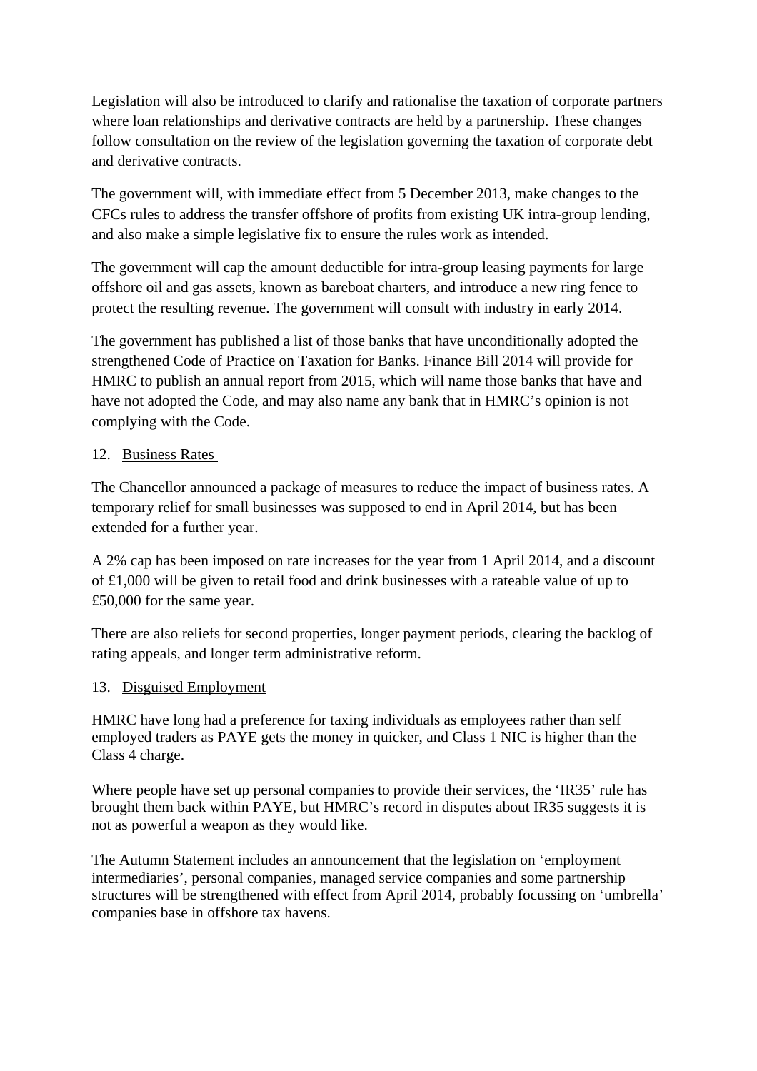Legislation will also be introduced to clarify and rationalise the taxation of corporate partners where loan relationships and derivative contracts are held by a partnership. These changes follow consultation on the review of the legislation governing the taxation of corporate debt and derivative contracts.

The government will, with immediate effect from 5 December 2013, make changes to the CFCs rules to address the transfer offshore of profits from existing UK intra-group lending, and also make a simple legislative fix to ensure the rules work as intended.

The government will cap the amount deductible for intra-group leasing payments for large offshore oil and gas assets, known as bareboat charters, and introduce a new ring fence to protect the resulting revenue. The government will consult with industry in early 2014.

The government has published a list of those banks that have unconditionally adopted the strengthened Code of Practice on Taxation for Banks. Finance Bill 2014 will provide for HMRC to publish an annual report from 2015, which will name those banks that have and have not adopted the Code, and may also name any bank that in HMRC's opinion is not complying with the Code.

12. Business Rates

The Chancellor announced a package of measures to reduce the impact of business rates. A temporary relief for small businesses was supposed to end in April 2014, but has been extended for a further year.

A 2% cap has been imposed on rate increases for the year from 1 April 2014, and a discount of £1,000 will be given to retail food and drink businesses with a rateable value of up to £50,000 for the same year.

There are also reliefs for second properties, longer payment periods, clearing the backlog of rating appeals, and longer term administrative reform.

13. Disguised Employment

HMRC have long had a preference for taxing individuals as employees rather than self employed traders as PAYE gets the money in quicker, and Class 1 NIC is higher than the Class 4 charge.

Where people have set up personal companies to provide their services, the 'IR35' rule has brought them back within PAYE, but HMRC's record in disputes about IR35 suggests it is not as powerful a weapon as they would like.

The Autumn Statement includes an announcement that the legislation on 'employment intermediaries', personal companies, managed service companies and some partnership structures will be strengthened with effect from April 2014, probably focussing on 'umbrella' companies base in offshore tax havens.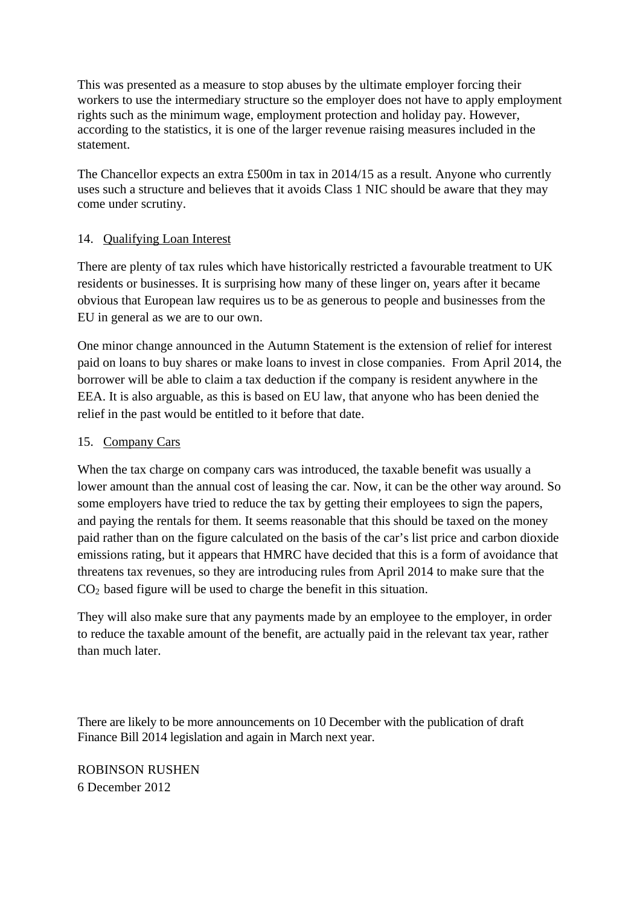This was presented as a measure to stop abuses by the ultimate employer forcing their workers to use the intermediary structure so the employer does not have to apply employment rights such as the minimum wage, employment protection and holiday pay. However, according to the statistics, it is one of the larger revenue raising measures included in the statement.

The Chancellor expects an extra £500m in tax in 2014/15 as a result. Anyone who currently uses such a structure and believes that it avoids Class 1 NIC should be aware that they may come under scrutiny.

14. Qualifying Loan Interest

There are plenty of tax rules which have historically restricted a favourable treatment to UK residents or businesses. It is surprising how many of these linger on, years after it became obvious that European law requires us to be as generous to people and businesses from the EU in general as we are to our own.

One minor change announced in the Autumn Statement is the extension of relief for interest paid on loans to buy shares or make loans to invest in close companies. From April 2014, the borrower will be able to claim a tax deduction if the company is resident anywhere in the EEA. It is also arguable, as this is based on EU law, that anyone who has been denied the relief in the past would be entitled to it before that date.

15. Company Cars

When the tax charge on company cars was introduced, the taxable benefit was usually a lower amount than the annual cost of leasing the car. Now, it can be the other way around. So some employers have tried to reduce the tax by getting their employees to sign the papers, and paying the rentals for them. It seems reasonable that this should be taxed on the money paid rather than on the figure calculated on the basis of the car's list price and carbon dioxide emissions rating, but it appears that HMRC have decided that this is a form of avoidance that threatens tax revenues, so they are introducing rules from April 2014 to make sure that the $CO_2$ based figure will be used to charge the benefit in this situation.

They will also make sure that any payments made by an employee to the employer, in order to reduce the taxable amount of the benefit, are actually paid in the relevant tax year, rather than much later.

There are likely to be more announcements on 10 December with the publication of draft Finance Bill 2014 legislation and again in March next year.

ROBINSON RUSHEN
6 December 2012